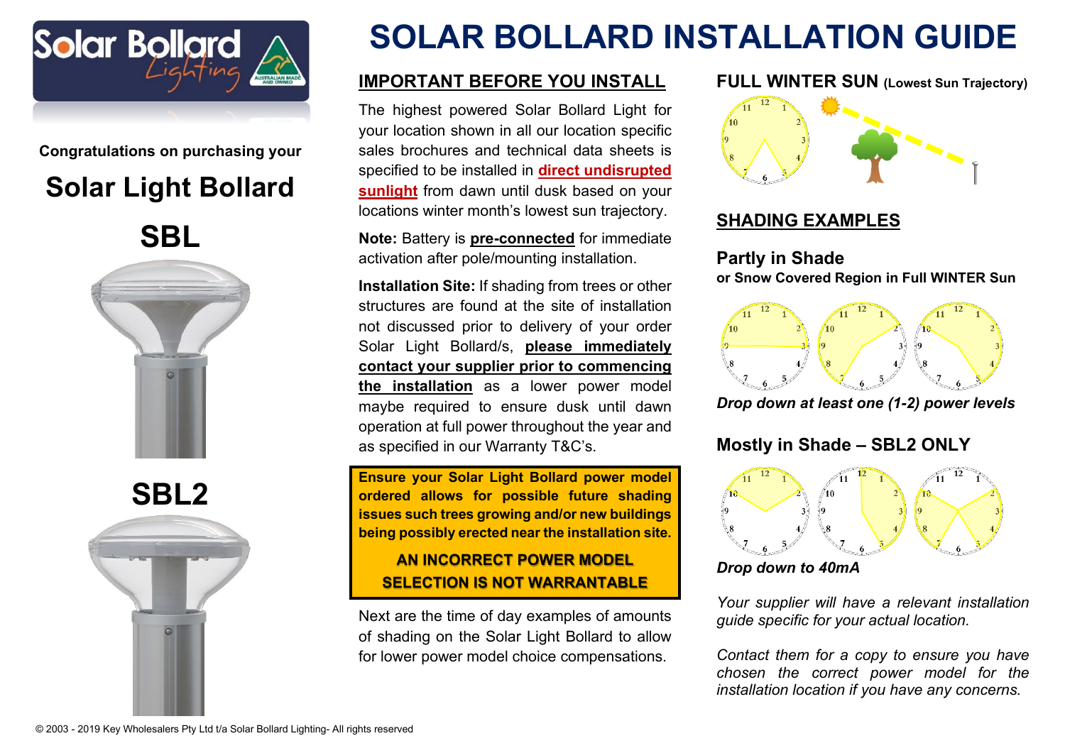# SOLAR BOLLARD INSTALLATION GUIDE

**Congratulations on purchasing your**

## Solar Light Bollard

## SBL

## SBL2

## IMPORTANT BEFORE YOU INSTALL

The highest powered Solar Bollard Light for your location shown in all our location specific sales brochures and technical data sheets is specified to be installed in **direct undisrupted sunlight** from dawn until dusk based on your locations winter month's lowest sun trajectory.

**Note:** Battery is **pre-connected** for immediate activation after pole/mounting installation.

**Installation Site:** If shading from trees or other structures are found at the site of installation not discussed prior to delivery of your order Solar Light Bollard/s, **please immediately contact your supplier prior to commencing the installation** as a lower power model maybe required to ensure dusk until dawn operation at full power throughout the year and as specified in our Warranty T&C's.

**Ensure your Solar Light Bollard power model ordered allows for possible future shading issues such trees growing and/or new buildings being possibly erected near the installation site.**

**AN INCORRECT POWER MODEL SELECTION IS NOT WARRANTABLE**

Next are the time of day examples of amounts of shading on the Solar Light Bollard to allow for lower power model choice compensations.

## FULL WINTER SUN (Lowest Sun Trajectory)

## SHADING EXAMPLES

### Partly in Shade

**or Snow Covered Region in Full WINTER Sun**

*Drop down at least one (1-2) power levels*

### Mostly in Shade – SBL2 ONLY

*Drop down to 40mA*

*Your supplier will have a relevant installation guide specific for your actual location.*

*Contact them for a copy to ensure you have chosen the correct power model for the installation location if you have any concerns.*

© 2003 - 2019 Key Wholesalers Pty Ltd t/a Solar Bollard Lighting- All rights reserved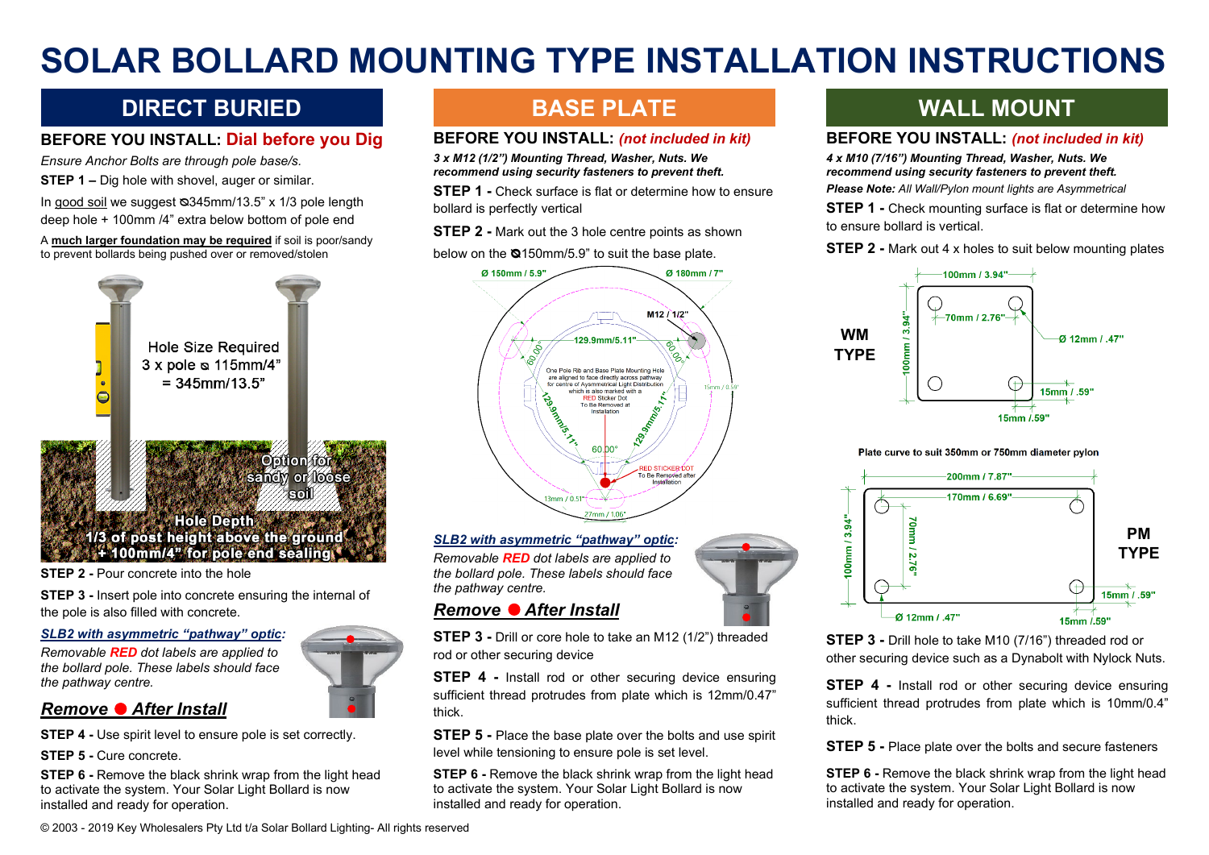# SOLAR BOLLARD MOUNTING TYPE INSTALLATION INSTRUCTIONS

## DIRECT BURIED

### BEFORE YOU INSTALL: Dial before you Dig

*Ensure Anchor Bolts are through pole base/s.*

**STEP 1 –** Dig hole with shovel, auger or similar.

In good soil we suggest ⦰345mm/13.5" x 1/3 pole length deep hole + 100mm /4" extra below bottom of pole end

A **much larger foundation may be required** if soil is poor/sandy to prevent bollards being pushed over or removed/stolen

Hole Size Required
3 x pole ⦰ 115mm/4"
= 345mm/13.5"

Option for sandy or loose soil

Hole Depth
1/3 of post height above the ground
+ 100mm/4" for pole end sealing

**STEP 2 -** Pour concrete into the hole

**STEP 3 -** Insert pole into concrete ensuring the internal of the pole is also filled with concrete.

***SLB2 with asymmetric "pathway" optic:***

*Removable **RED** dot labels are applied to the bollard pole. These labels should face the pathway centre.*

***Remove ● After Install***

**STEP 4 -** Use spirit level to ensure pole is set correctly.

**STEP 5 -** Cure concrete.

**STEP 6 -** Remove the black shrink wrap from the light head to activate the system. Your Solar Light Bollard is now installed and ready for operation.

## BASE PLATE

### BEFORE YOU INSTALL: *(not included in kit)*

***3 x M12 (1/2") Mounting Thread, Washer, Nuts. We recommend using security fasteners to prevent theft.***

**STEP 1 -** Check surface is flat or determine how to ensure bollard is perfectly vertical

**STEP 2 -** Mark out the 3 hole centre points as shown below on the ⦰150mm/5.9" to suit the base plate.

Ø 150mm / 5.9"
Ø 180mm / 7"
M12 / 1/2"
129.9mm/5.11"
60.00°
One Pole Rib and Base Plate Mounting Hole are aligned to face directly across pathway for centre of Asymmetrical Light Distribution which is also marked with a RED Sticker Dot To Be Removed at Installation
15mm / 0.59"
RED STICKER DOT To Be Removed after Installation
13mm / 0.51"
27mm / 1.06"

***SLB2 with asymmetric "pathway" optic:***

*Removable **RED** dot labels are applied to the bollard pole. These labels should face the pathway centre.*

***Remove ● After Install***

**STEP 3 -** Drill or core hole to take an M12 (1/2") threaded rod or other securing device

**STEP 4 -** Install rod or other securing device ensuring sufficient thread protrudes from plate which is 12mm/0.47" thick.

**STEP 5 -** Place the base plate over the bolts and use spirit level while tensioning to ensure pole is set level.

**STEP 6 -** Remove the black shrink wrap from the light head to activate the system. Your Solar Light Bollard is now installed and ready for operation.

## WALL MOUNT

### BEFORE YOU INSTALL: *(not included in kit)*

***4 x M10 (7/16") Mounting Thread, Washer, Nuts. We recommend using security fasteners to prevent theft.***

***Please Note:** All Wall/Pylon mount lights are Asymmetrical*

**STEP 1 -** Check mounting surface is flat or determine how to ensure bollard is vertical.

**STEP 2 -** Mark out 4 x holes to suit below mounting plates

WM TYPE
100mm / 3.94"
70mm / 2.76"
Ø 12mm / .47"
100mm / 3.94"
15mm / .59"
15mm /.59"

Plate curve to suit 350mm or 750mm diameter pylon

PM TYPE
200mm / 7.87"
170mm / 6.69"
100mm / 3.94"
70mm / 2.76"
15mm / .59"
Ø 12mm / .47"
15mm /.59"

**STEP 3 -** Drill hole to take M10 (7/16") threaded rod or other securing device such as a Dynabolt with Nylock Nuts.

**STEP 4 -** Install rod or other securing device ensuring sufficient thread protrudes from plate which is 10mm/0.4" thick.

**STEP 5 -** Place plate over the bolts and secure fasteners

**STEP 6 -** Remove the black shrink wrap from the light head to activate the system. Your Solar Light Bollard is now installed and ready for operation.

© 2003 - 2019 Key Wholesalers Pty Ltd t/a Solar Bollard Lighting- All rights reserved